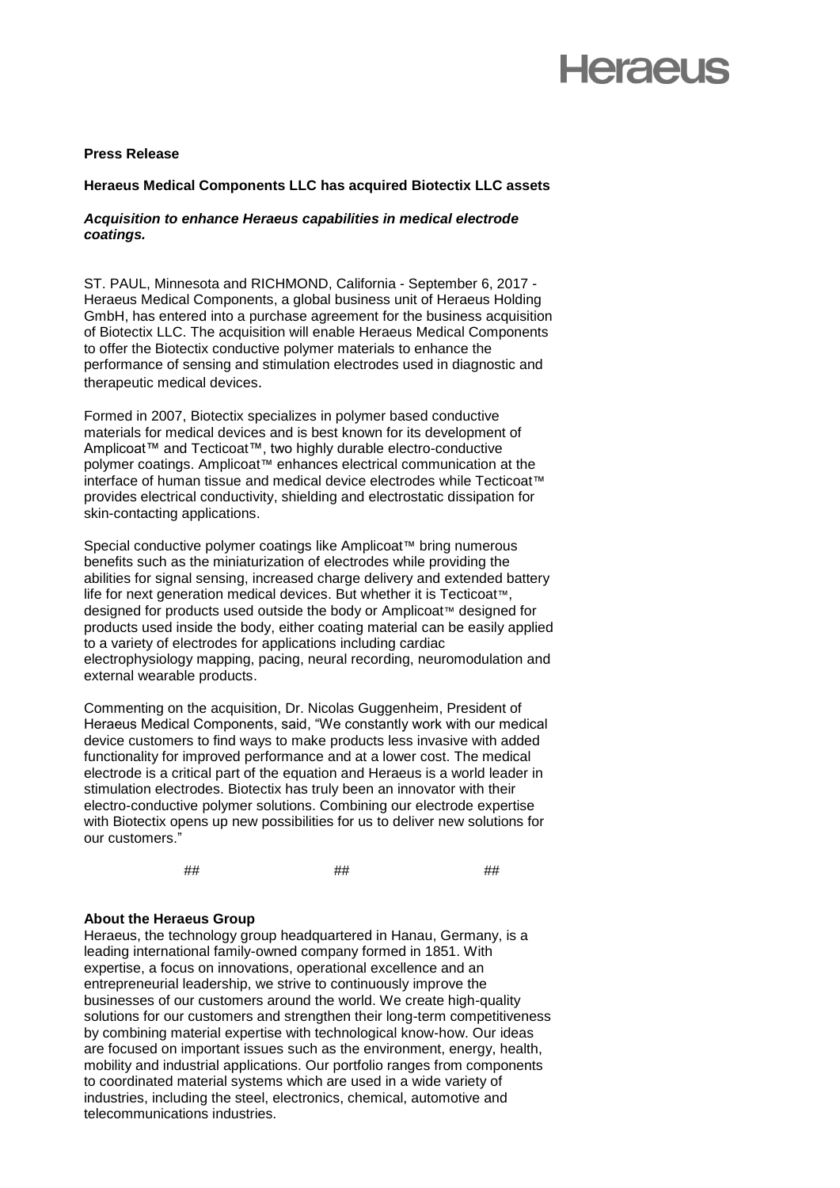Heraeus

**Press Release**

**Heraeus Medical Components LLC has acquired Biotectix LLC assets**

***Acquisition to enhance Heraeus capabilities in medical electrode coatings.***

ST. PAUL, Minnesota and RICHMOND, California - September 6, 2017 - Heraeus Medical Components, a global business unit of Heraeus Holding GmbH, has entered into a purchase agreement for the business acquisition of Biotectix LLC. The acquisition will enable Heraeus Medical Components to offer the Biotectix conductive polymer materials to enhance the performance of sensing and stimulation electrodes used in diagnostic and therapeutic medical devices.

Formed in 2007, Biotectix specializes in polymer based conductive materials for medical devices and is best known for its development of Amplicoat™ and Tecticoat™, two highly durable electro-conductive polymer coatings. Amplicoat™ enhances electrical communication at the interface of human tissue and medical device electrodes while Tecticoat™ provides electrical conductivity, shielding and electrostatic dissipation for skin-contacting applications.

Special conductive polymer coatings like Amplicoat™ bring numerous benefits such as the miniaturization of electrodes while providing the abilities for signal sensing, increased charge delivery and extended battery life for next generation medical devices. But whether it is Tecticoat™, designed for products used outside the body or Amplicoat™ designed for products used inside the body, either coating material can be easily applied to a variety of electrodes for applications including cardiac electrophysiology mapping, pacing, neural recording, neuromodulation and external wearable products.

Commenting on the acquisition, Dr. Nicolas Guggenheim, President of Heraeus Medical Components, said, "We constantly work with our medical device customers to find ways to make products less invasive with added functionality for improved performance and at a lower cost. The medical electrode is a critical part of the equation and Heraeus is a world leader in stimulation electrodes. Biotectix has truly been an innovator with their electro-conductive polymer solutions. Combining our electrode expertise with Biotectix opens up new possibilities for us to deliver new solutions for our customers."

## ## ##

**About the Heraeus Group**

Heraeus, the technology group headquartered in Hanau, Germany, is a leading international family-owned company formed in 1851. With expertise, a focus on innovations, operational excellence and an entrepreneurial leadership, we strive to continuously improve the businesses of our customers around the world. We create high-quality solutions for our customers and strengthen their long-term competitiveness by combining material expertise with technological know-how. Our ideas are focused on important issues such as the environment, energy, health, mobility and industrial applications. Our portfolio ranges from components to coordinated material systems which are used in a wide variety of industries, including the steel, electronics, chemical, automotive and telecommunications industries.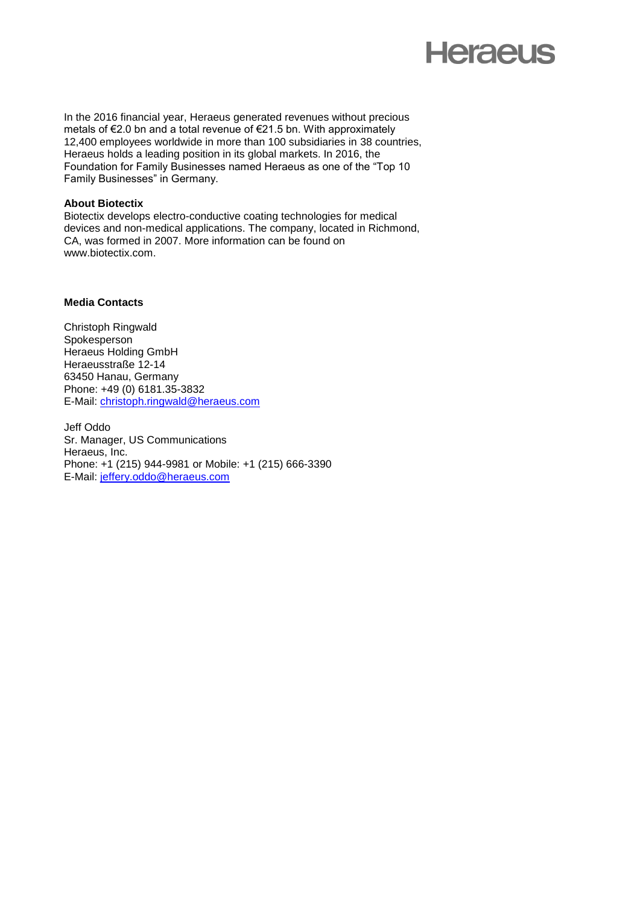In the 2016 financial year, Heraeus generated revenues without precious metals of €2.0 bn and a total revenue of €21.5 bn. With approximately 12,400 employees worldwide in more than 100 subsidiaries in 38 countries, Heraeus holds a leading position in its global markets. In 2016, the Foundation for Family Businesses named Heraeus as one of the "Top 10 Family Businesses" in Germany.

**About Biotectix**

Biotectix develops electro-conductive coating technologies for medical devices and non-medical applications. The company, located in Richmond, CA, was formed in 2007. More information can be found on www.biotectix.com.

**Media Contacts**

Christoph Ringwald
Spokesperson
Heraeus Holding GmbH
Heraeusstraße 12-14
63450 Hanau, Germany
Phone: +49 (0) 6181.35-3832
E-Mail: christoph.ringwald@heraeus.com

Jeff Oddo
Sr. Manager, US Communications
Heraeus, Inc.
Phone: +1 (215) 944-9981 or Mobile: +1 (215) 666-3390
E-Mail: jeffery.oddo@heraeus.com